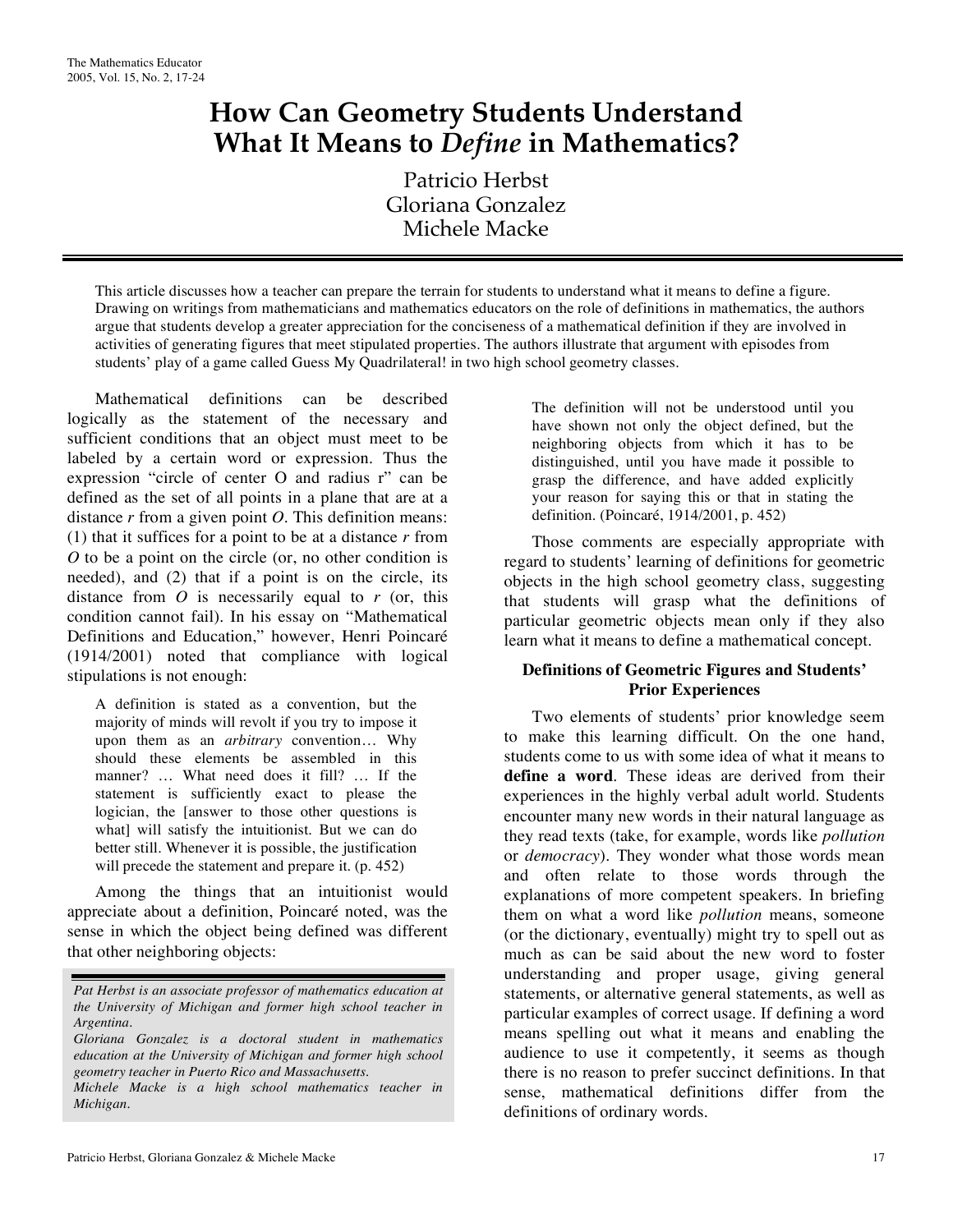# How Can Geometry Students Understand What It Means to *Define* in Mathematics?

Patricio Herbst
Gloriana Gonzalez
Michele Macke

This article discusses how a teacher can prepare the terrain for students to understand what it means to define a figure. Drawing on writings from mathematicians and mathematics educators on the role of definitions in mathematics, the authors argue that students develop a greater appreciation for the conciseness of a mathematical definition if they are involved in activities of generating figures that meet stipulated properties. The authors illustrate that argument with episodes from students' play of a game called Guess My Quadrilateral! in two high school geometry classes.

Mathematical definitions can be described logically as the statement of the necessary and sufficient conditions that an object must meet to be labeled by a certain word or expression. Thus the expression "circle of center O and radius r" can be defined as the set of all points in a plane that are at a distance $r$ from a given point $O$. This definition means: (1) that it suffices for a point to be at a distance $r$ from $O$ to be a point on the circle (or, no other condition is needed), and (2) that if a point is on the circle, its distance from $O$ is necessarily equal to $r$ (or, this condition cannot fail). In his essay on "Mathematical Definitions and Education," however, Henri Poincaré (1914/2001) noted that compliance with logical stipulations is not enough:

> A definition is stated as a convention, but the majority of minds will revolt if you try to impose it upon them as an *arbitrary* convention… Why should these elements be assembled in this manner? … What need does it fill? … If the statement is sufficiently exact to please the logician, the [answer to those other questions is what] will satisfy the intuitionist. But we can do better still. Whenever it is possible, the justification will precede the statement and prepare it. (p. 452)

Among the things that an intuitionist would appreciate about a definition, Poincaré noted, was the sense in which the object being defined was different that other neighboring objects:

> The definition will not be understood until you have shown not only the object defined, but the neighboring objects from which it has to be distinguished, until you have made it possible to grasp the difference, and have added explicitly your reason for saying this or that in stating the definition. (Poincaré, 1914/2001, p. 452)

Those comments are especially appropriate with regard to students' learning of definitions for geometric objects in the high school geometry class, suggesting that students will grasp what the definitions of particular geometric objects mean only if they also learn what it means to define a mathematical concept.

## Definitions of Geometric Figures and Students' Prior Experiences

Two elements of students' prior knowledge seem to make this learning difficult. On the one hand, students come to us with some idea of what it means to **define a word**. These ideas are derived from their experiences in the highly verbal adult world. Students encounter many new words in their natural language as they read texts (take, for example, words like *pollution* or *democracy*). They wonder what those words mean and often relate to those words through the explanations of more competent speakers. In briefing them on what a word like *pollution* means, someone (or the dictionary, eventually) might try to spell out as much as can be said about the new word to foster understanding and proper usage, giving general statements, or alternative general statements, as well as particular examples of correct usage. If defining a word means spelling out what it means and enabling the audience to use it competently, it seems as though there is no reason to prefer succinct definitions. In that sense, mathematical definitions differ from the definitions of ordinary words.

*Pat Herbst is an associate professor of mathematics education at the University of Michigan and former high school teacher in Argentina.*

*Gloriana Gonzalez is a doctoral student in mathematics education at the University of Michigan and former high school geometry teacher in Puerto Rico and Massachusetts.*

*Michele Macke is a high school mathematics teacher in Michigan.*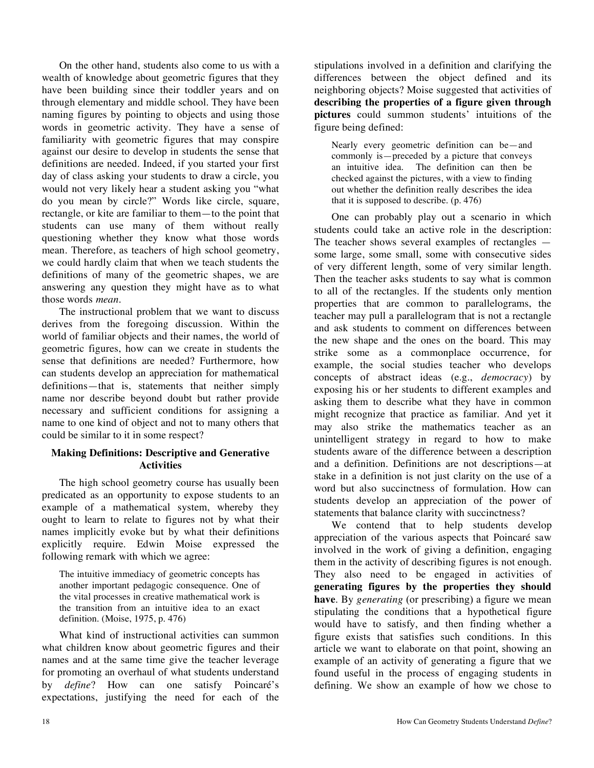On the other hand, students also come to us with a wealth of knowledge about geometric figures that they have been building since their toddler years and on through elementary and middle school. They have been naming figures by pointing to objects and using those words in geometric activity. They have a sense of familiarity with geometric figures that may conspire against our desire to develop in students the sense that definitions are needed. Indeed, if you started your first day of class asking your students to draw a circle, you would not very likely hear a student asking you "what do you mean by circle?" Words like circle, square, rectangle, or kite are familiar to them—to the point that students can use many of them without really questioning whether they know what those words mean. Therefore, as teachers of high school geometry, we could hardly claim that when we teach students the definitions of many of the geometric shapes, we are answering any question they might have as to what those words *mean*.

The instructional problem that we want to discuss derives from the foregoing discussion. Within the world of familiar objects and their names, the world of geometric figures, how can we create in students the sense that definitions are needed? Furthermore, how can students develop an appreciation for mathematical definitions—that is, statements that neither simply name nor describe beyond doubt but rather provide necessary and sufficient conditions for assigning a name to one kind of object and not to many others that could be similar to it in some respect?

## Making Definitions: Descriptive and Generative Activities

The high school geometry course has usually been predicated as an opportunity to expose students to an example of a mathematical system, whereby they ought to learn to relate to figures not by what their names implicitly evoke but by what their definitions explicitly require. Edwin Moise expressed the following remark with which we agree:

> The intuitive immediacy of geometric concepts has another important pedagogic consequence. One of the vital processes in creative mathematical work is the transition from an intuitive idea to an exact definition. (Moise, 1975, p. 476)

What kind of instructional activities can summon what children know about geometric figures and their names and at the same time give the teacher leverage for promoting an overhaul of what students understand by *define*? How can one satisfy Poincaré's expectations, justifying the need for each of the stipulations involved in a definition and clarifying the differences between the object defined and its neighboring objects? Moise suggested that activities of **describing the properties of a figure given through pictures** could summon students' intuitions of the figure being defined:

> Nearly every geometric definition can be—and commonly is—preceded by a picture that conveys an intuitive idea. The definition can then be checked against the pictures, with a view to finding out whether the definition really describes the idea that it is supposed to describe. (p. 476)

One can probably play out a scenario in which students could take an active role in the description: The teacher shows several examples of rectangles — some large, some small, some with consecutive sides of very different length, some of very similar length. Then the teacher asks students to say what is common to all of the rectangles. If the students only mention properties that are common to parallelograms, the teacher may pull a parallelogram that is not a rectangle and ask students to comment on differences between the new shape and the ones on the board. This may strike some as a commonplace occurrence, for example, the social studies teacher who develops concepts of abstract ideas (e.g., *democracy*) by exposing his or her students to different examples and asking them to describe what they have in common might recognize that practice as familiar. And yet it may also strike the mathematics teacher as an unintelligent strategy in regard to how to make students aware of the difference between a description and a definition. Definitions are not descriptions—at stake in a definition is not just clarity on the use of a word but also succinctness of formulation. How can students develop an appreciation of the power of statements that balance clarity with succinctness?

We contend that to help students develop appreciation of the various aspects that Poincaré saw involved in the work of giving a definition, engaging them in the activity of describing figures is not enough. They also need to be engaged in activities of **generating figures by the properties they should have**. By *generating* (or prescribing) a figure we mean stipulating the conditions that a hypothetical figure would have to satisfy, and then finding whether a figure exists that satisfies such conditions. In this article we want to elaborate on that point, showing an example of an activity of generating a figure that we found useful in the process of engaging students in defining. We show an example of how we chose to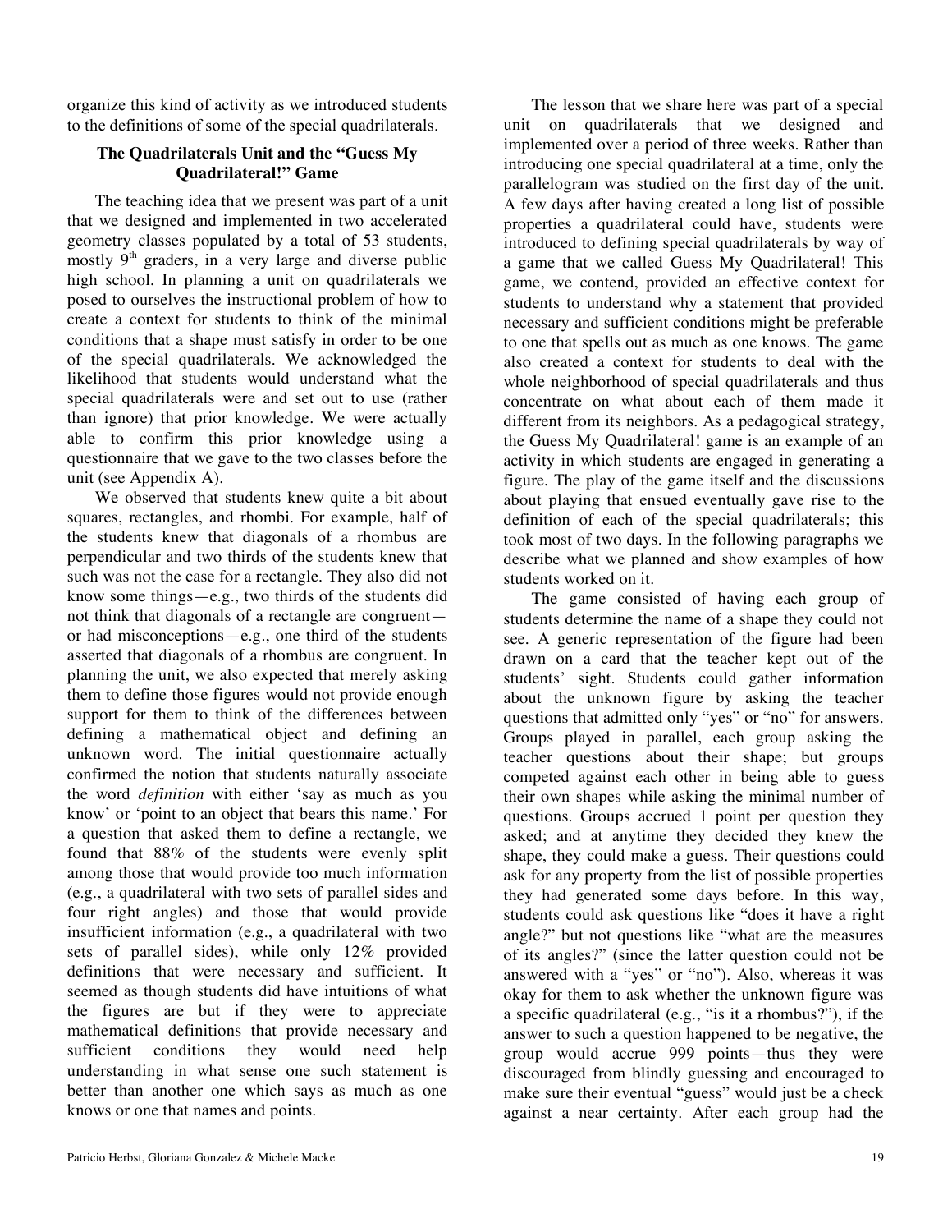organize this kind of activity as we introduced students to the definitions of some of the special quadrilaterals.

## The Quadrilaterals Unit and the "Guess My Quadrilateral!" Game

The teaching idea that we present was part of a unit that we designed and implemented in two accelerated geometry classes populated by a total of 53 students, mostly 9th graders, in a very large and diverse public high school. In planning a unit on quadrilaterals we posed to ourselves the instructional problem of how to create a context for students to think of the minimal conditions that a shape must satisfy in order to be one of the special quadrilaterals. We acknowledged the likelihood that students would understand what the special quadrilaterals were and set out to use (rather than ignore) that prior knowledge. We were actually able to confirm this prior knowledge using a questionnaire that we gave to the two classes before the unit (see Appendix A).

We observed that students knew quite a bit about squares, rectangles, and rhombi. For example, half of the students knew that diagonals of a rhombus are perpendicular and two thirds of the students knew that such was not the case for a rectangle. They also did not know some things—e.g., two thirds of the students did not think that diagonals of a rectangle are congruent—or had misconceptions—e.g., one third of the students asserted that diagonals of a rhombus are congruent. In planning the unit, we also expected that merely asking them to define those figures would not provide enough support for them to think of the differences between defining a mathematical object and defining an unknown word. The initial questionnaire actually confirmed the notion that students naturally associate the word *definition* with either 'say as much as you know' or 'point to an object that bears this name.' For a question that asked them to define a rectangle, we found that 88% of the students were evenly split among those that would provide too much information (e.g., a quadrilateral with two sets of parallel sides and four right angles) and those that would provide insufficient information (e.g., a quadrilateral with two sets of parallel sides), while only 12% provided definitions that were necessary and sufficient. It seemed as though students did have intuitions of what the figures are but if they were to appreciate mathematical definitions that provide necessary and sufficient conditions they would need help understanding in what sense one such statement is better than another one which says as much as one knows or one that names and points.

The lesson that we share here was part of a special unit on quadrilaterals that we designed and implemented over a period of three weeks. Rather than introducing one special quadrilateral at a time, only the parallelogram was studied on the first day of the unit. A few days after having created a long list of possible properties a quadrilateral could have, students were introduced to defining special quadrilaterals by way of a game that we called Guess My Quadrilateral! This game, we contend, provided an effective context for students to understand why a statement that provided necessary and sufficient conditions might be preferable to one that spells out as much as one knows. The game also created a context for students to deal with the whole neighborhood of special quadrilaterals and thus concentrate on what about each of them made it different from its neighbors. As a pedagogical strategy, the Guess My Quadrilateral! game is an example of an activity in which students are engaged in generating a figure. The play of the game itself and the discussions about playing that ensued eventually gave rise to the definition of each of the special quadrilaterals; this took most of two days. In the following paragraphs we describe what we planned and show examples of how students worked on it.

The game consisted of having each group of students determine the name of a shape they could not see. A generic representation of the figure had been drawn on a card that the teacher kept out of the students' sight. Students could gather information about the unknown figure by asking the teacher questions that admitted only "yes" or "no" for answers. Groups played in parallel, each group asking the teacher questions about their shape; but groups competed against each other in being able to guess their own shapes while asking the minimal number of questions. Groups accrued 1 point per question they asked; and at anytime they decided they knew the shape, they could make a guess. Their questions could ask for any property from the list of possible properties they had generated some days before. In this way, students could ask questions like "does it have a right angle?" but not questions like "what are the measures of its angles?" (since the latter question could not be answered with a "yes" or "no"). Also, whereas it was okay for them to ask whether the unknown figure was a specific quadrilateral (e.g., "is it a rhombus?"), if the answer to such a question happened to be negative, the group would accrue 999 points—thus they were discouraged from blindly guessing and encouraged to make sure their eventual "guess" would just be a check against a near certainty. After each group had the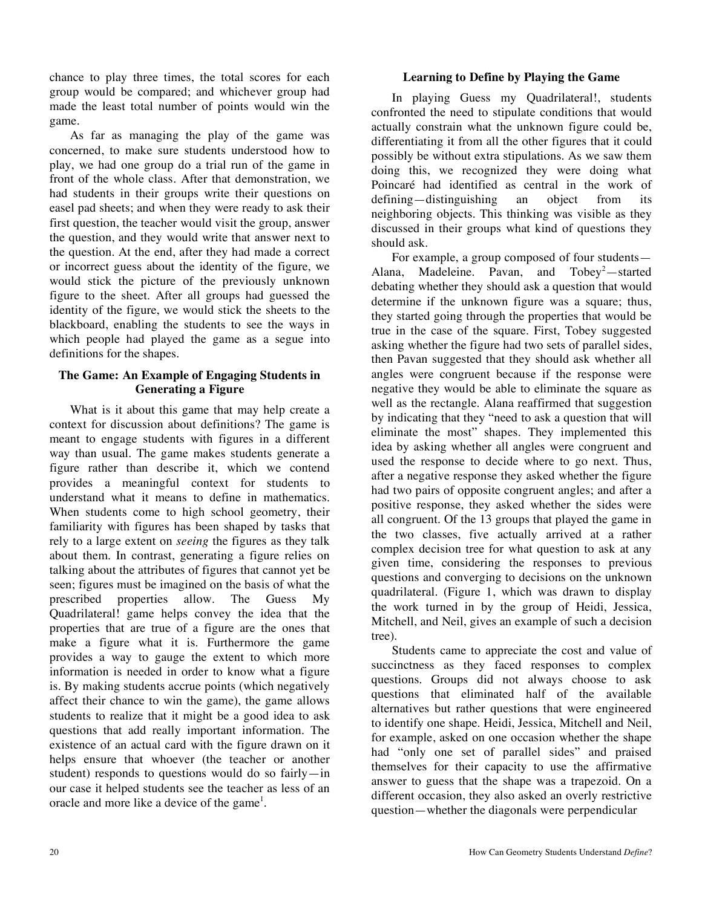chance to play three times, the total scores for each group would be compared; and whichever group had made the least total number of points would win the game.

As far as managing the play of the game was concerned, to make sure students understood how to play, we had one group do a trial run of the game in front of the whole class. After that demonstration, we had students in their groups write their questions on easel pad sheets; and when they were ready to ask their first question, the teacher would visit the group, answer the question, and they would write that answer next to the question. At the end, after they had made a correct or incorrect guess about the identity of the figure, we would stick the picture of the previously unknown figure to the sheet. After all groups had guessed the identity of the figure, we would stick the sheets to the blackboard, enabling the students to see the ways in which people had played the game as a segue into definitions for the shapes.

### The Game: An Example of Engaging Students in Generating a Figure

What is it about this game that may help create a context for discussion about definitions? The game is meant to engage students with figures in a different way than usual. The game makes students generate a figure rather than describe it, which we contend provides a meaningful context for students to understand what it means to define in mathematics. When students come to high school geometry, their familiarity with figures has been shaped by tasks that rely to a large extent on *seeing* the figures as they talk about them. In contrast, generating a figure relies on talking about the attributes of figures that cannot yet be seen; figures must be imagined on the basis of what the prescribed properties allow. The Guess My Quadrilateral! game helps convey the idea that the properties that are true of a figure are the ones that make a figure what it is. Furthermore the game provides a way to gauge the extent to which more information is needed in order to know what a figure is. By making students accrue points (which negatively affect their chance to win the game), the game allows students to realize that it might be a good idea to ask questions that add really important information. The existence of an actual card with the figure drawn on it helps ensure that whoever (the teacher or another student) responds to questions would do so fairly—in our case it helped students see the teacher as less of an oracle and more like a device of the game[1].

### Learning to Define by Playing the Game

In playing Guess my Quadrilateral!, students confronted the need to stipulate conditions that would actually constrain what the unknown figure could be, differentiating it from all the other figures that it could possibly be without extra stipulations. As we saw them doing this, we recognized they were doing what Poincaré had identified as central in the work of defining—distinguishing an object from its neighboring objects. This thinking was visible as they discussed in their groups what kind of questions they should ask.

For example, a group composed of four students—Alana, Madeleine. Pavan, and Tobey[2]—started debating whether they should ask a question that would determine if the unknown figure was a square; thus, they started going through the properties that would be true in the case of the square. First, Tobey suggested asking whether the figure had two sets of parallel sides, then Pavan suggested that they should ask whether all angles were congruent because if the response were negative they would be able to eliminate the square as well as the rectangle. Alana reaffirmed that suggestion by indicating that they "need to ask a question that will eliminate the most" shapes. They implemented this idea by asking whether all angles were congruent and used the response to decide where to go next. Thus, after a negative response they asked whether the figure had two pairs of opposite congruent angles; and after a positive response, they asked whether the sides were all congruent. Of the 13 groups that played the game in the two classes, five actually arrived at a rather complex decision tree for what question to ask at any given time, considering the responses to previous questions and converging to decisions on the unknown quadrilateral. (Figure 1, which was drawn to display the work turned in by the group of Heidi, Jessica, Mitchell, and Neil, gives an example of such a decision tree).

Students came to appreciate the cost and value of succinctness as they faced responses to complex questions. Groups did not always choose to ask questions that eliminated half of the available alternatives but rather questions that were engineered to identify one shape. Heidi, Jessica, Mitchell and Neil, for example, asked on one occasion whether the shape had "only one set of parallel sides" and praised themselves for their capacity to use the affirmative answer to guess that the shape was a trapezoid. On a different occasion, they also asked an overly restrictive question—whether the diagonals were perpendicular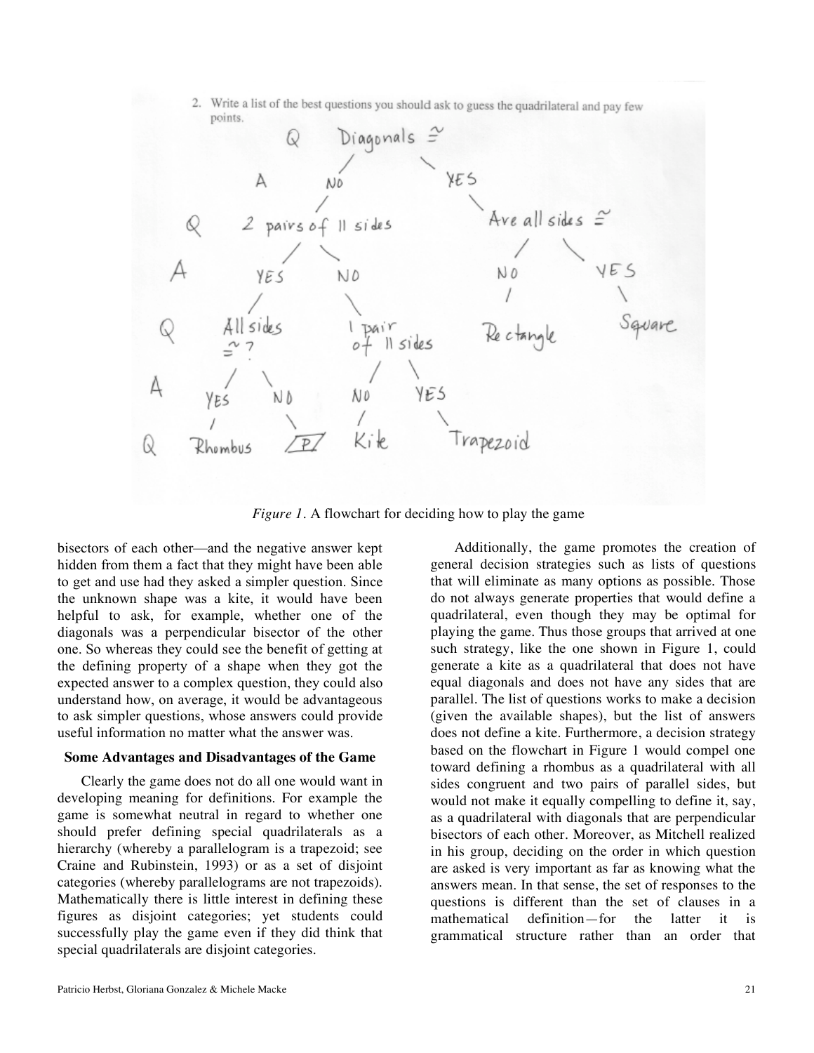*Figure 1*. A flowchart for deciding how to play the game

bisectors of each other—and the negative answer kept hidden from them a fact that they might have been able to get and use had they asked a simpler question. Since the unknown shape was a kite, it would have been helpful to ask, for example, whether one of the diagonals was a perpendicular bisector of the other one. So whereas they could see the benefit of getting at the defining property of a shape when they got the expected answer to a complex question, they could also understand how, on average, it would be advantageous to ask simpler questions, whose answers could provide useful information no matter what the answer was.

### Some Advantages and Disadvantages of the Game

Clearly the game does not do all one would want in developing meaning for definitions. For example the game is somewhat neutral in regard to whether one should prefer defining special quadrilaterals as a hierarchy (whereby a parallelogram is a trapezoid; see Craine and Rubinstein, 1993) or as a set of disjoint categories (whereby parallelograms are not trapezoids). Mathematically there is little interest in defining these figures as disjoint categories; yet students could successfully play the game even if they did think that special quadrilaterals are disjoint categories.

Additionally, the game promotes the creation of general decision strategies such as lists of questions that will eliminate as many options as possible. Those do not always generate properties that would define a quadrilateral, even though they may be optimal for playing the game. Thus those groups that arrived at one such strategy, like the one shown in Figure 1, could generate a kite as a quadrilateral that does not have equal diagonals and does not have any sides that are parallel. The list of questions works to make a decision (given the available shapes), but the list of answers does not define a kite. Furthermore, a decision strategy based on the flowchart in Figure 1 would compel one toward defining a rhombus as a quadrilateral with all sides congruent and two pairs of parallel sides, but would not make it equally compelling to define it, say, as a quadrilateral with diagonals that are perpendicular bisectors of each other. Moreover, as Mitchell realized in his group, deciding on the order in which question are asked is very important as far as knowing what the answers mean. In that sense, the set of responses to the questions is different than the set of clauses in a mathematical definition—for the latter it is grammatical structure rather than an order that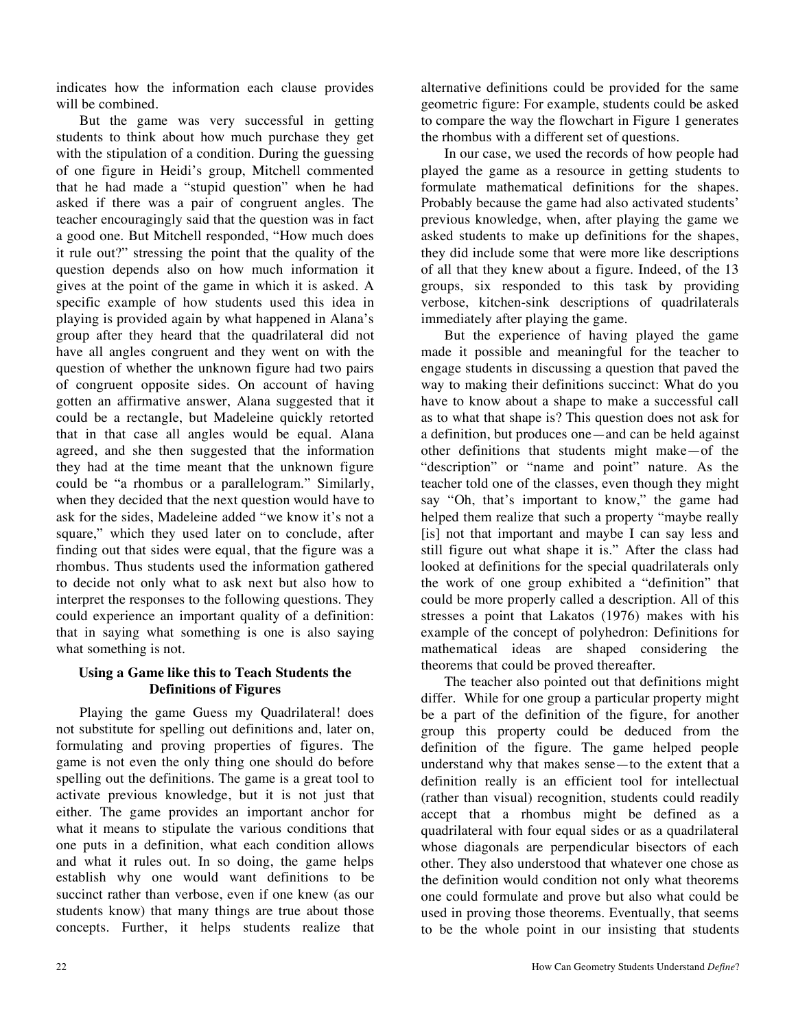indicates how the information each clause provides will be combined.

But the game was very successful in getting students to think about how much purchase they get with the stipulation of a condition. During the guessing of one figure in Heidi's group, Mitchell commented that he had made a "stupid question" when he had asked if there was a pair of congruent angles. The teacher encouragingly said that the question was in fact a good one. But Mitchell responded, "How much does it rule out?" stressing the point that the quality of the question depends also on how much information it gives at the point of the game in which it is asked. A specific example of how students used this idea in playing is provided again by what happened in Alana's group after they heard that the quadrilateral did not have all angles congruent and they went on with the question of whether the unknown figure had two pairs of congruent opposite sides. On account of having gotten an affirmative answer, Alana suggested that it could be a rectangle, but Madeleine quickly retorted that in that case all angles would be equal. Alana agreed, and she then suggested that the information they had at the time meant that the unknown figure could be "a rhombus or a parallelogram." Similarly, when they decided that the next question would have to ask for the sides, Madeleine added "we know it's not a square," which they used later on to conclude, after finding out that sides were equal, that the figure was a rhombus. Thus students used the information gathered to decide not only what to ask next but also how to interpret the responses to the following questions. They could experience an important quality of a definition: that in saying what something is one is also saying what something is not.

## Using a Game like this to Teach Students the Definitions of Figures

Playing the game Guess my Quadrilateral! does not substitute for spelling out definitions and, later on, formulating and proving properties of figures. The game is not even the only thing one should do before spelling out the definitions. The game is a great tool to activate previous knowledge, but it is not just that either. The game provides an important anchor for what it means to stipulate the various conditions that one puts in a definition, what each condition allows and what it rules out. In so doing, the game helps establish why one would want definitions to be succinct rather than verbose, even if one knew (as our students know) that many things are true about those concepts. Further, it helps students realize that alternative definitions could be provided for the same geometric figure: For example, students could be asked to compare the way the flowchart in Figure 1 generates the rhombus with a different set of questions.

In our case, we used the records of how people had played the game as a resource in getting students to formulate mathematical definitions for the shapes. Probably because the game had also activated students' previous knowledge, when, after playing the game we asked students to make up definitions for the shapes, they did include some that were more like descriptions of all that they knew about a figure. Indeed, of the 13 groups, six responded to this task by providing verbose, kitchen-sink descriptions of quadrilaterals immediately after playing the game.

But the experience of having played the game made it possible and meaningful for the teacher to engage students in discussing a question that paved the way to making their definitions succinct: What do you have to know about a shape to make a successful call as to what that shape is? This question does not ask for a definition, but produces one—and can be held against other definitions that students might make—of the "description" or "name and point" nature. As the teacher told one of the classes, even though they might say "Oh, that's important to know," the game had helped them realize that such a property "maybe really [is] not that important and maybe I can say less and still figure out what shape it is." After the class had looked at definitions for the special quadrilaterals only the work of one group exhibited a "definition" that could be more properly called a description. All of this stresses a point that Lakatos (1976) makes with his example of the concept of polyhedron: Definitions for mathematical ideas are shaped considering the theorems that could be proved thereafter.

The teacher also pointed out that definitions might differ. While for one group a particular property might be a part of the definition of the figure, for another group this property could be deduced from the definition of the figure. The game helped people understand why that makes sense—to the extent that a definition really is an efficient tool for intellectual (rather than visual) recognition, students could readily accept that a rhombus might be defined as a quadrilateral with four equal sides or as a quadrilateral whose diagonals are perpendicular bisectors of each other. They also understood that whatever one chose as the definition would condition not only what theorems one could formulate and prove but also what could be used in proving those theorems. Eventually, that seems to be the whole point in our insisting that students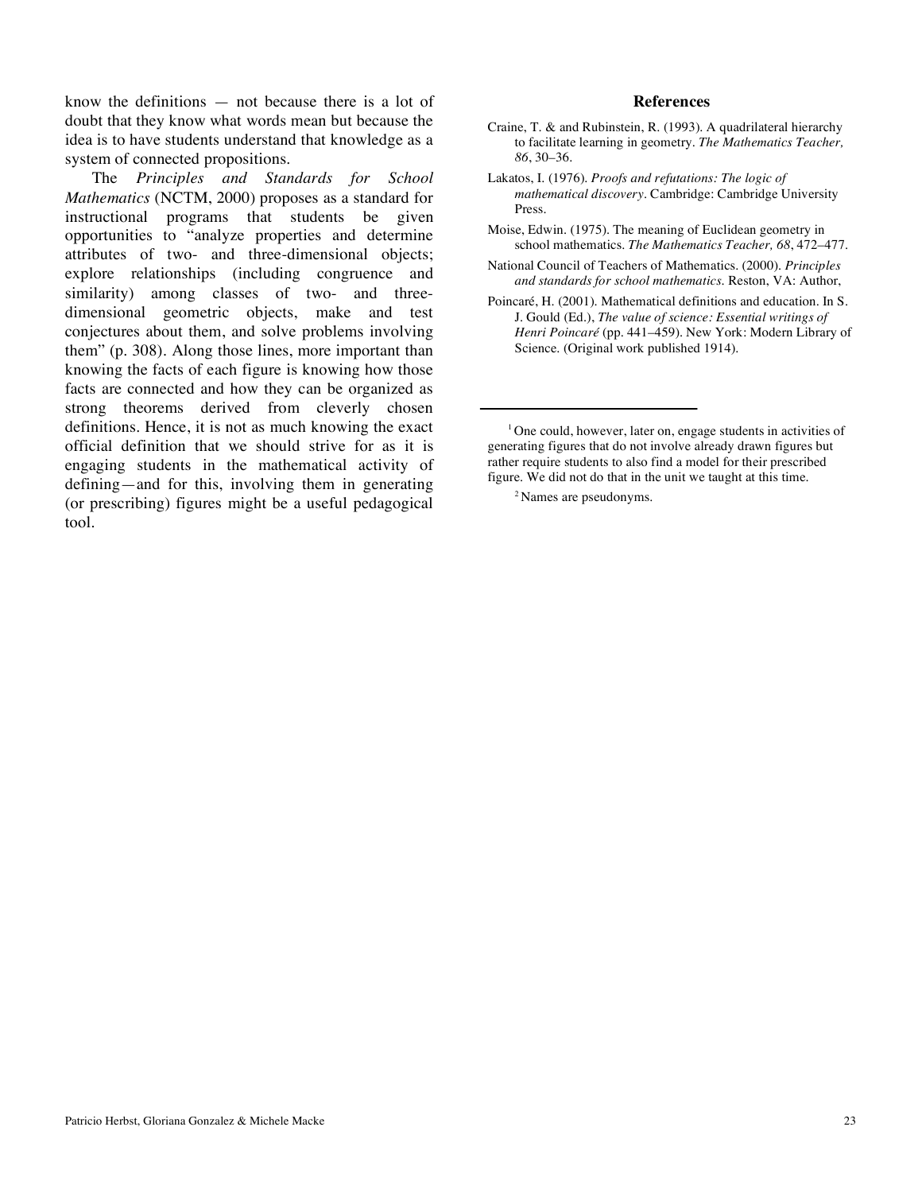know the definitions — not because there is a lot of doubt that they know what words mean but because the idea is to have students understand that knowledge as a system of connected propositions.

The *Principles and Standards for School Mathematics* (NCTM, 2000) proposes as a standard for instructional programs that students be given opportunities to "analyze properties and determine attributes of two- and three-dimensional objects; explore relationships (including congruence and similarity) among classes of two- and three-dimensional geometric objects, make and test conjectures about them, and solve problems involving them" (p. 308). Along those lines, more important than knowing the facts of each figure is knowing how those facts are connected and how they can be organized as strong theorems derived from cleverly chosen definitions. Hence, it is not as much knowing the exact official definition that we should strive for as it is engaging students in the mathematical activity of defining—and for this, involving them in generating (or prescribing) figures might be a useful pedagogical tool.

## References

Craine, T. & and Rubinstein, R. (1993). A quadrilateral hierarchy to facilitate learning in geometry. *The Mathematics Teacher, 86*, 30–36.

Lakatos, I. (1976). *Proofs and refutations: The logic of mathematical discovery*. Cambridge: Cambridge University Press.

Moise, Edwin. (1975). The meaning of Euclidean geometry in school mathematics. *The Mathematics Teacher, 68*, 472–477.

National Council of Teachers of Mathematics. (2000). *Principles and standards for school mathematics*. Reston, VA: Author,

Poincaré, H. (2001). Mathematical definitions and education. In S. J. Gould (Ed.), *The value of science: Essential writings of Henri Poincaré* (pp. 441–459). New York: Modern Library of Science. (Original work published 1914).

---

[1] One could, however, later on, engage students in activities of generating figures that do not involve already drawn figures but rather require students to also find a model for their prescribed figure. We did not do that in the unit we taught at this time.

[2] Names are pseudonyms.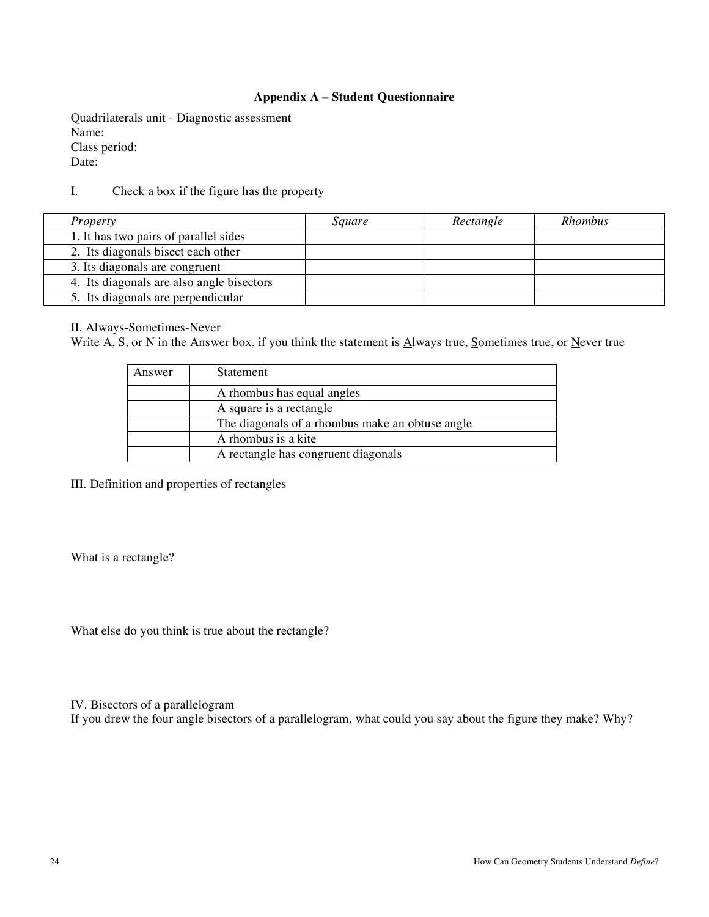## Appendix A – Student Questionnaire

Quadrilaterals unit - Diagnostic assessment
Name:
Class period:
Date:

I. Check a box if the figure has the property

| *Property* | *Square* | *Rectangle* | *Rhombus* |
|---|---|---|---|
| 1. It has two pairs of parallel sides | | | |
| 2. Its diagonals bisect each other | | | |
| 3. Its diagonals are congruent | | | |
| 4. Its diagonals are also angle bisectors | | | |
| 5. Its diagonals are perpendicular | | | |

II. Always-Sometimes-Never
Write A, S, or N in the Answer box, if you think the statement is Always true, Sometimes true, or Never true

| Answer | Statement |
|---|---|
| | A rhombus has equal angles |
| | A square is a rectangle |
| | The diagonals of a rhombus make an obtuse angle |
| | A rhombus is a kite |
| | A rectangle has congruent diagonals |

III. Definition and properties of rectangles

What is a rectangle?

What else do you think is true about the rectangle?

IV. Bisectors of a parallelogram
If you drew the four angle bisectors of a parallelogram, what could you say about the figure they make? Why?